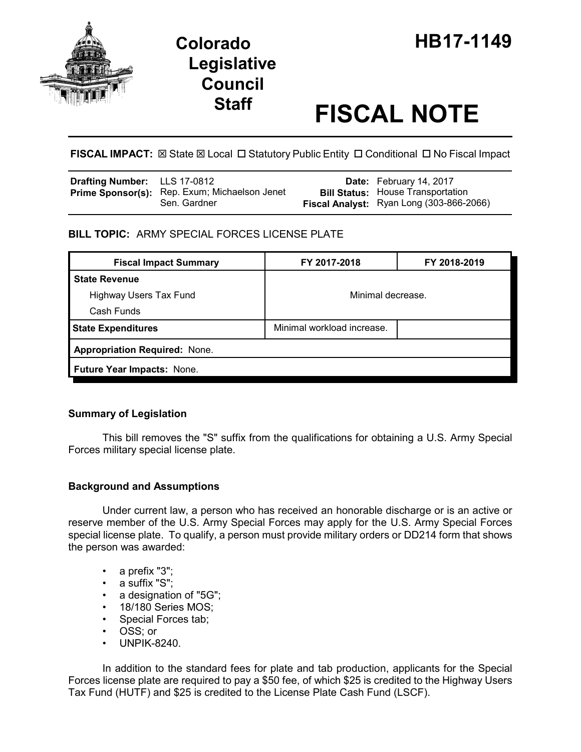# Colorado Legislative Council Staff

# HB17-1149

# FISCAL NOTE

**FISCAL IMPACT:** ☒ State ☒ Local ☐ Statutory Public Entity ☐ Conditional ☐ No Fiscal Impact

| | | | |
|---|---|---|---|
| **Drafting Number:** | LLS 17-0812 | **Date:** | February 14, 2017 |
| **Prime Sponsor(s):** | Rep. Exum; Michaelson Jenet<br>Sen. Gardner | **Bill Status:** | House Transportation |
| | | **Fiscal Analyst:** | Ryan Long (303-866-2066) |

**BILL TOPIC:** ARMY SPECIAL FORCES LICENSE PLATE

| Fiscal Impact Summary | FY 2017-2018 | FY 2018-2019 |
|---|---|---|
| **State Revenue** | Minimal decrease. | |
| Highway Users Tax Fund | | |
| Cash Funds | | |
| **State Expenditures** | Minimal workload increase. | |
| **Appropriation Required:** None. | | |
| **Future Year Impacts:** None. | | |

## Summary of Legislation

This bill removes the "S" suffix from the qualifications for obtaining a U.S. Army Special Forces military special license plate.

## Background and Assumptions

Under current law, a person who has received an honorable discharge or is an active or reserve member of the U.S. Army Special Forces may apply for the U.S. Army Special Forces special license plate. To qualify, a person must provide military orders or DD214 form that shows the person was awarded:

- a prefix "3";
- a suffix "S";
- a designation of "5G";
- 18/180 Series MOS;
- Special Forces tab;
- OSS; or
- UNPIK-8240.

In addition to the standard fees for plate and tab production, applicants for the Special Forces license plate are required to pay a $50 fee, of which $25 is credited to the Highway Users Tax Fund (HUTF) and $25 is credited to the License Plate Cash Fund (LSCF).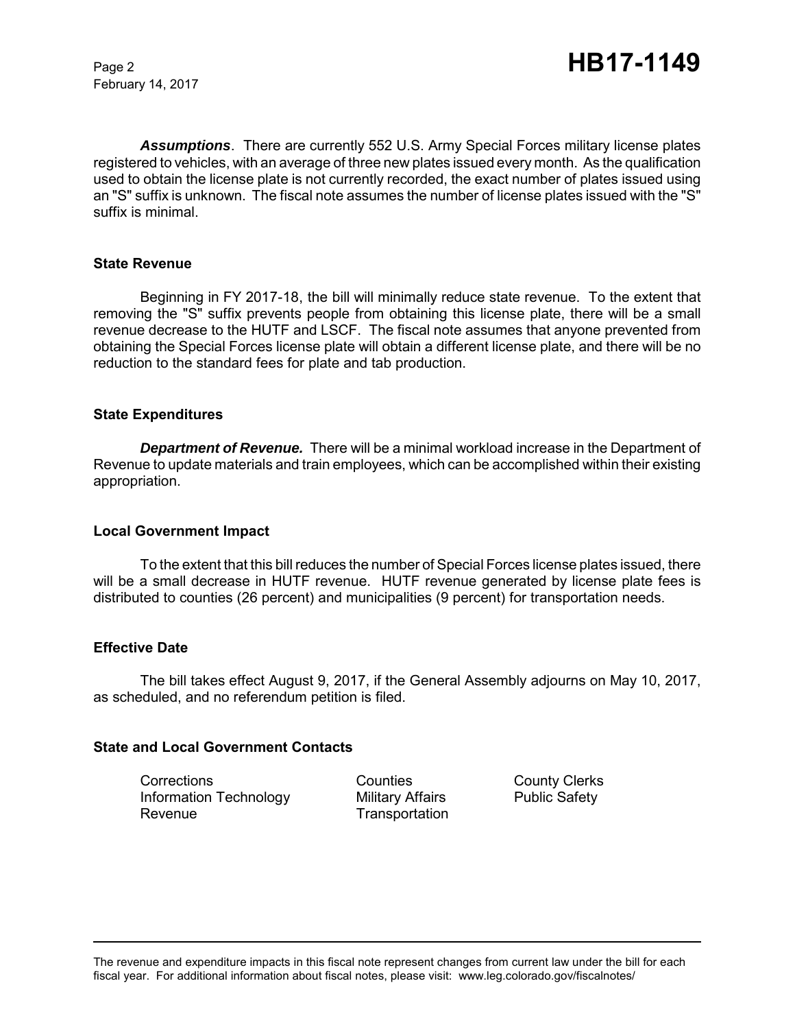***Assumptions***. There are currently 552 U.S. Army Special Forces military license plates registered to vehicles, with an average of three new plates issued every month. As the qualification used to obtain the license plate is not currently recorded, the exact number of plates issued using an "S" suffix is unknown. The fiscal note assumes the number of license plates issued with the "S" suffix is minimal.

### State Revenue

Beginning in FY 2017-18, the bill will minimally reduce state revenue. To the extent that removing the "S" suffix prevents people from obtaining this license plate, there will be a small revenue decrease to the HUTF and LSCF. The fiscal note assumes that anyone prevented from obtaining the Special Forces license plate will obtain a different license plate, and there will be no reduction to the standard fees for plate and tab production.

### State Expenditures

***Department of Revenue.*** There will be a minimal workload increase in the Department of Revenue to update materials and train employees, which can be accomplished within their existing appropriation.

### Local Government Impact

To the extent that this bill reduces the number of Special Forces license plates issued, there will be a small decrease in HUTF revenue. HUTF revenue generated by license plate fees is distributed to counties (26 percent) and municipalities (9 percent) for transportation needs.

### Effective Date

The bill takes effect August 9, 2017, if the General Assembly adjourns on May 10, 2017, as scheduled, and no referendum petition is filed.

### State and Local Government Contacts

| | | |
|---|---|---|
| Corrections | Counties | County Clerks |
| Information Technology | Military Affairs | Public Safety |
| Revenue | Transportation | |

The revenue and expenditure impacts in this fiscal note represent changes from current law under the bill for each fiscal year. For additional information about fiscal notes, please visit: www.leg.colorado.gov/fiscalnotes/